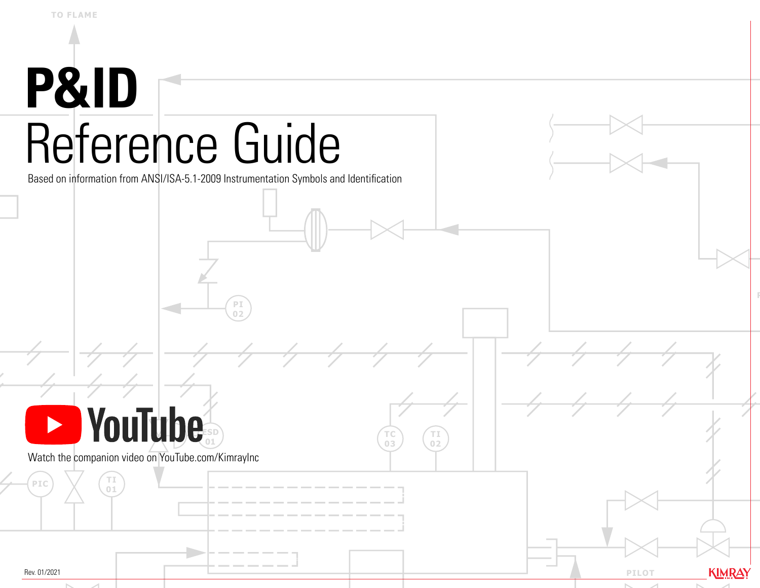# P&ID

## Reference Guide

Based on information from ANSI/ISA-5.1-2009 Instrumentation Symbols and Identification

YouTube

Watch the companion video on YouTube.com/KimrayInc

Rev. 01/2021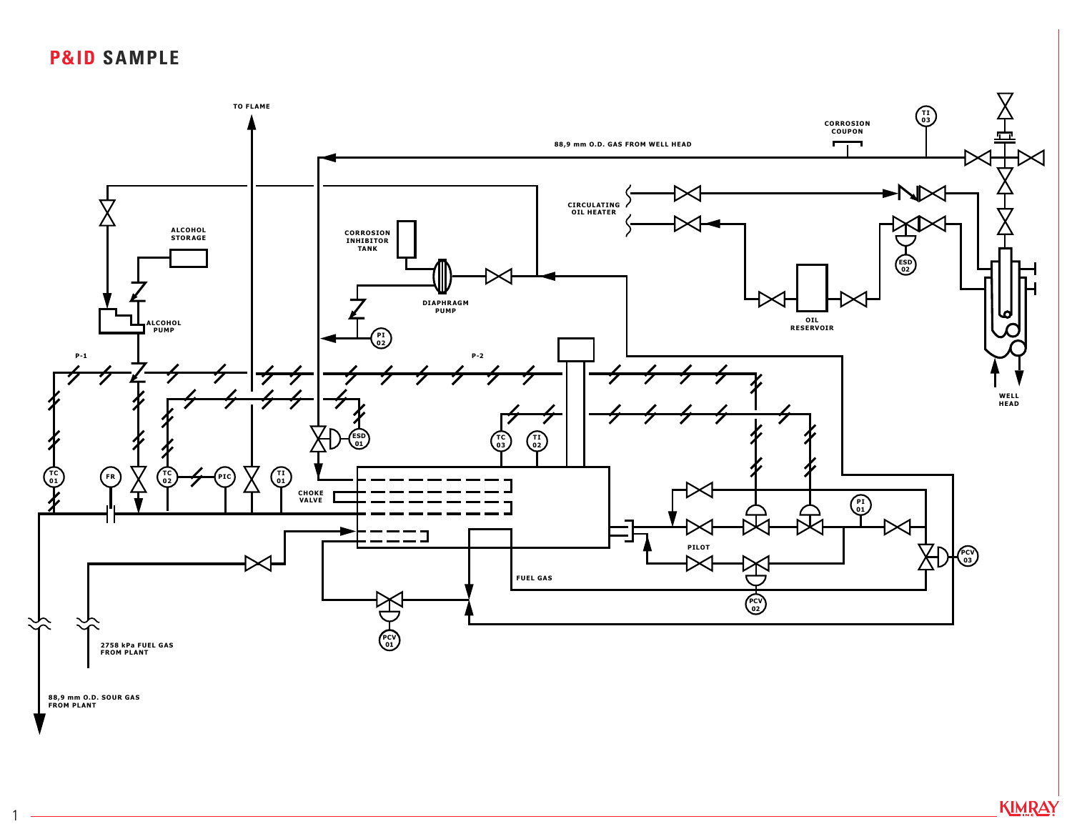# P&ID SAMPLE

TO FLAME

88,9 mm O.D. GAS FROM WELL HEAD

CORROSION COUPON

TI 03

CIRCULATING OIL HEATER

ALCOHOL STORAGE

CORROSION INHIBITOR TANK

DIAPHRAGM PUMP

ESD 02

ALCOHOL PUMP

PI 02

OIL RESERVOIR

P-1

P-2

WELL HEAD

ESD 01

TC 03

TI 02

TC 01

FR

TC 02

PIC

TI 01

CHOKE VALVE

PI 01

PILOT

PCV 03

FUEL GAS

PCV 02

PCV 01

2758 kPa FUEL GAS FROM PLANT

88,9 mm O.D. SOUR GAS FROM PLANT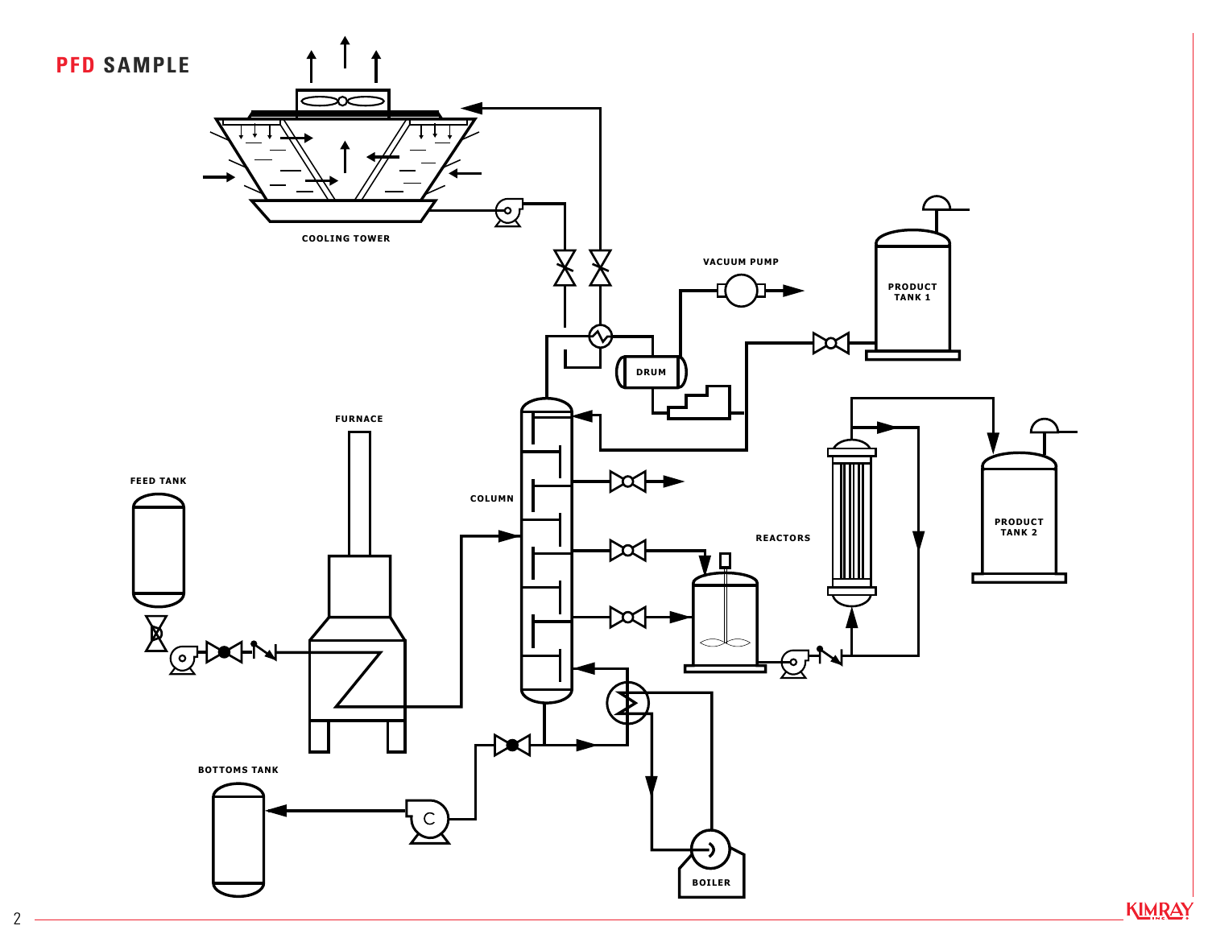# PFD SAMPLE

COOLING TOWER

VACUUM PUMP

PRODUCT TANK 1

DRUM

FURNACE

FEED TANK

COLUMN

REACTORS

PRODUCT TANK 2

BOTTOMS TANK

BOILER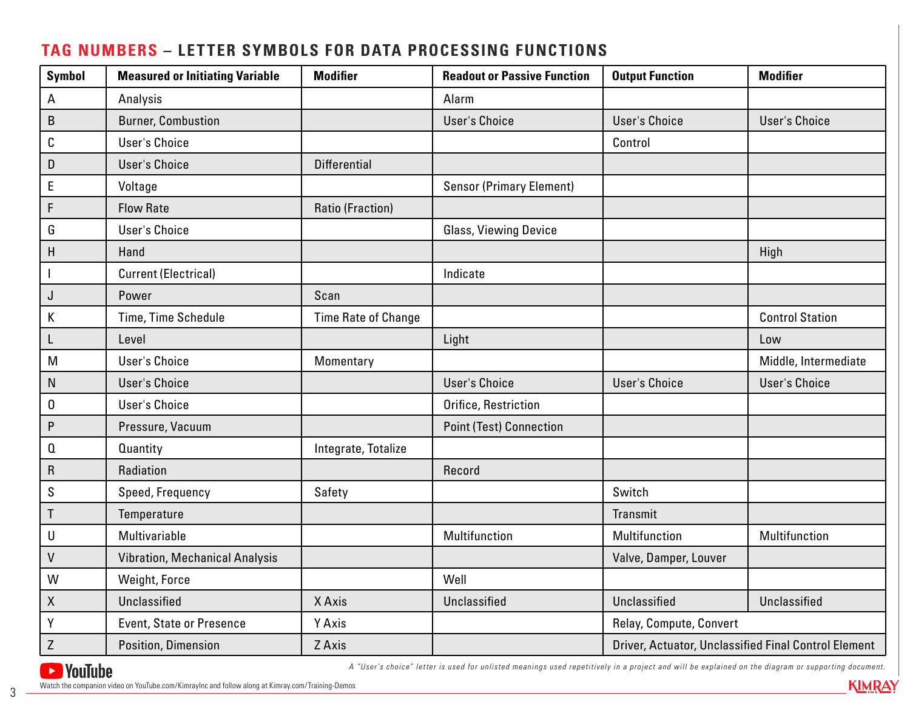## TAG NUMBERS – LETTER SYMBOLS FOR DATA PROCESSING FUNCTIONS

| Symbol | Measured or Initiating Variable | Modifier | Readout or Passive Function | Output Function | Modifier |
|---|---|---|---|---|---|
| A | Analysis | | Alarm | | |
| B | Burner, Combustion | | User's Choice | User's Choice | User's Choice |
| C | User's Choice | | | Control | |
| D | User's Choice | Differential | | | |
| E | Voltage | | Sensor (Primary Element) | | |
| F | Flow Rate | Ratio (Fraction) | | | |
| G | User's Choice | | Glass, Viewing Device | | |
| H | Hand | | | | High |
| I | Current (Electrical) | | Indicate | | |
| J | Power | Scan | | | |
| K | Time, Time Schedule | Time Rate of Change | | | Control Station |
| L | Level | | Light | | Low |
| M | User's Choice | Momentary | | | Middle, Intermediate |
| N | User's Choice | | User's Choice | User's Choice | User's Choice |
| O | User's Choice | | Orifice, Restriction | | |
| P | Pressure, Vacuum | | Point (Test) Connection | | |
| Q | Quantity | Integrate, Totalize | | | |
| R | Radiation | | Record | | |
| S | Speed, Frequency | Safety | | Switch | |
| T | Temperature | | | Transmit | |
| U | Multivariable | | Multifunction | Multifunction | Multifunction |
| V | Vibration, Mechanical Analysis | | | Valve, Damper, Louver | |
| W | Weight, Force | | Well | | |
| X | Unclassified | X Axis | Unclassified | Unclassified | Unclassified |
| Y | Event, State or Presence | Y Axis | | Relay, Compute, Convert | |
| Z | Position, Dimension | Z Axis | | Driver, Actuator, Unclassified Final Control Element | |

*A "User's choice" letter is used for unlisted meanings used repetitively in a project and will be explained on the diagram or supporting document.*

Watch the companion video on YouTube.com/KimrayInc and follow along at Kimray.com/Training-Demos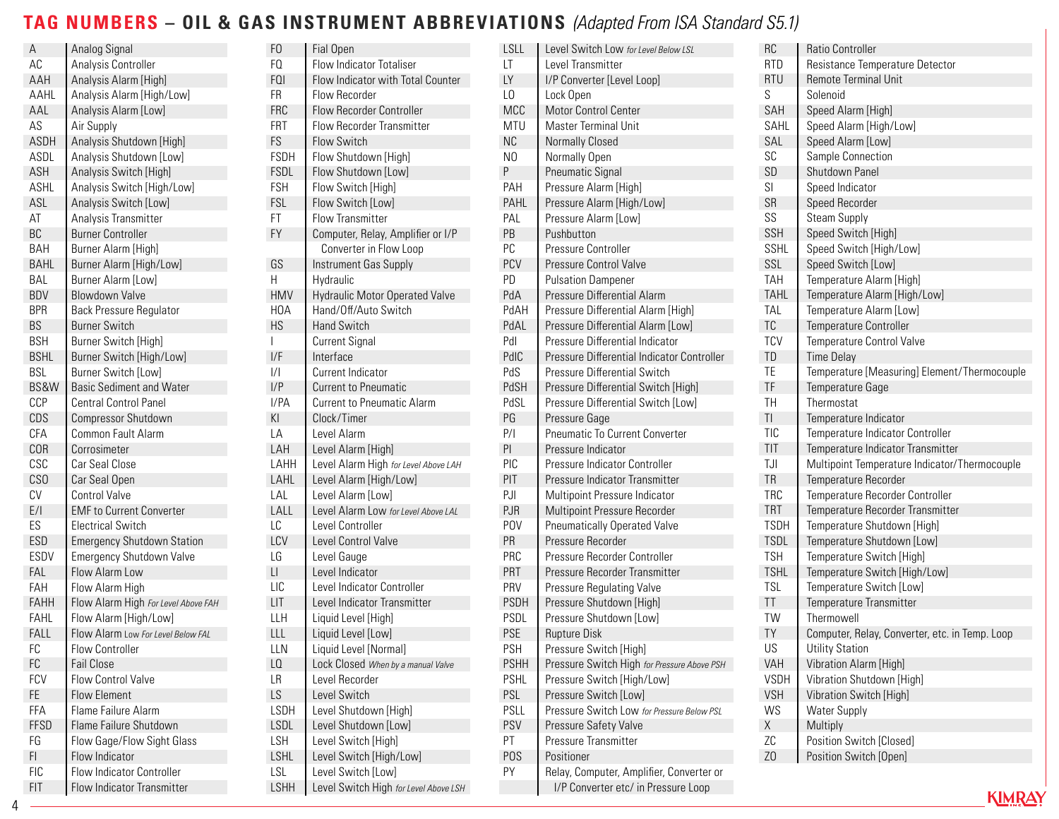# TAG NUMBERS – OIL & GAS INSTRUMENT ABBREVIATIONS *(Adapted From ISA Standard S5.1)*

| Abbreviation | Description |
|---|---|
| A | Analog Signal |
| AC | Analysis Controller |
| AAH | Analysis Alarm [High] |
| AAHL | Analysis Alarm [High/Low] |
| AAL | Analysis Alarm [Low] |
| AS | Air Supply |
| ASDH | Analysis Shutdown [High] |
| ASDL | Analysis Shutdown [Low] |
| ASH | Analysis Switch [High] |
| ASHL | Analysis Switch [High/Low] |
| ASL | Analysis Switch [Low] |
| AT | Analysis Transmitter |
| BC | Burner Controller |
| BAH | Burner Alarm [High] |
| BAHL | Burner Alarm [High/Low] |
| BAL | Burner Alarm [Low] |
| BDV | Blowdown Valve |
| BPR | Back Pressure Regulator |
| BS | Burner Switch |
| BSH | Burner Switch [High] |
| BSHL | Burner Switch [High/Low] |
| BSL | Burner Switch [Low] |
| BS&W | Basic Sediment and Water |
| CCP | Central Control Panel |
| CDS | Compressor Shutdown |
| CFA | Common Fault Alarm |
| COR | Corrosimeter |
| CSC | Car Seal Close |
| CSO | Car Seal Open |
| CV | Control Valve |
| E/I | EMF to Current Converter |
| ES | Electrical Switch |
| ESD | Emergency Shutdown Station |
| ESDV | Emergency Shutdown Valve |
| FAL | Flow Alarm Low |
| FAH | Flow Alarm High |
| FAHH | Flow Alarm High *For Level Above FAH* |
| FAHL | Flow Alarm [High/Low] |
| FALL | Flow Alarm Low *For Level Below FAL* |
| FC | Flow Controller |
| FC | Fail Close |
| FCV | Flow Control Valve |
| FE | Flow Element |
| FFA | Flame Failure Alarm |
| FFSD | Flame Failure Shutdown |
| FG | Flow Gage/Flow Sight Glass |
| FI | Flow Indicator |
| FIC | Flow Indicator Controller |
| FIT | Flow Indicator Transmitter |
| FO | Fial Open |
| FQ | Flow Indicator Totaliser |
| FQI | Flow Indicator with Total Counter |
| FR | Flow Recorder |
| FRC | Flow Recorder Controller |
| FRT | Flow Recorder Transmitter |
| FS | Flow Switch |
| FSDH | Flow Shutdown [High] |
| FSDL | Flow Shutdown [Low] |
| FSH | Flow Switch [High] |
| FSL | Flow Switch [Low] |
| FT | Flow Transmitter |
| FY | Computer, Relay, Amplifier or I/P Converter in Flow Loop |
| GS | Instrument Gas Supply |
| H | Hydraulic |
| HMV | Hydraulic Motor Operated Valve |
| HOA | Hand/Off/Auto Switch |
| HS | Hand Switch |
| I | Current Signal |
| I/F | Interface |
| I/I | Current Indicator |
| I/P | Current to Pneumatic |
| I/PA | Current to Pneumatic Alarm |
| KI | Clock/Timer |
| LA | Level Alarm |
| LAH | Level Alarm [High] |
| LAHH | Level Alarm High *for Level Above LAH* |
| LAHL | Level Alarm [High/Low] |
| LAL | Level Alarm [Low] |
| LALL | Level Alarm Low *for Level Above LAL* |
| LC | Level Controller |
| LCV | Level Control Valve |
| LG | Level Gauge |
| LI | Level Indicator |
| LIC | Level Indicator Controller |
| LIT | Level Indicator Transmitter |
| LLH | Liquid Level [High] |
| LLL | Liquid Level [Low] |
| LLN | Liquid Level [Normal] |
| LQ | Lock Closed *When by a manual Valve* |
| LR | Level Recorder |
| LS | Level Switch |
| LSDH | Level Shutdown [High] |
| LSDL | Level Shutdown [Low] |
| LSH | Level Switch [High] |
| LSHL | Level Switch [High/Low] |
| LSL | Level Switch [Low] |
| LSHH | Level Switch High *for Level Above LSH* |
| LSLL | Level Switch Low *for Level Below LSL* |
| LT | Level Transmitter |
| LY | I/P Converter [Level Loop] |
| LO | Lock Open |
| MCC | Motor Control Center |
| MTU | Master Terminal Unit |
| NC | Normally Closed |
| NO | Normally Open |
| P | Pneumatic Signal |
| PAH | Pressure Alarm [High] |
| PAHL | Pressure Alarm [High/Low] |
| PAL | Pressure Alarm [Low] |
| PB | Pushbutton |
| PC | Pressure Controller |
| PCV | Pressure Control Valve |
| PD | Pulsation Dampener |
| PdA | Pressure Differential Alarm |
| PdAH | Pressure Differential Alarm [High] |
| PdAL | Pressure Differential Alarm [Low] |
| PdI | Pressure Differential Indicator |
| PdIC | Pressure Differential Indicator Controller |
| PdS | Pressure Differential Switch |
| PdSH | Pressure Differential Switch [High] |
| PdSL | Pressure Differential Switch [Low] |
| PG | Pressure Gage |
| P/I | Pneumatic To Current Converter |
| PI | Pressure Indicator |
| PIC | Pressure Indicator Controller |
| PIT | Pressure Indicator Transmitter |
| PJI | Multipoint Pressure Indicator |
| PJR | Multipoint Pressure Recorder |
| POV | Pneumatically Operated Valve |
| PR | Pressure Recorder |
| PRC | Pressure Recorder Controller |
| PRT | Pressure Recorder Transmitter |
| PRV | Pressure Regulating Valve |
| PSDH | Pressure Shutdown [High] |
| PSDL | Pressure Shutdown [Low] |
| PSE | Rupture Disk |
| PSH | Pressure Switch [High] |
| PSHH | Pressure Switch High *for Pressure Above PSH* |
| PSHL | Pressure Switch [High/Low] |
| PSL | Pressure Switch [Low] |
| PSLL | Pressure Switch Low *for Pressure Below PSL* |
| PSV | Pressure Safety Valve |
| PT | Pressure Transmitter |
| POS | Positioner |
| PY | Relay, Computer, Amplifier, Converter or I/P Converter etc/ in Pressure Loop |
| RC | Ratio Controller |
| RTD | Resistance Temperature Detector |
| RTU | Remote Terminal Unit |
| S | Solenoid |
| SAH | Speed Alarm [High] |
| SAHL | Speed Alarm [High/Low] |
| SAL | Speed Alarm [Low] |
| SC | Sample Connection |
| SD | Shutdown Panel |
| SI | Speed Indicator |
| SR | Speed Recorder |
| SS | Steam Supply |
| SSH | Speed Switch [High] |
| SSHL | Speed Switch [High/Low] |
| SSL | Speed Switch [Low] |
| TAH | Temperature Alarm [High] |
| TAHL | Temperature Alarm [High/Low] |
| TAL | Temperature Alarm [Low] |
| TC | Temperature Controller |
| TCV | Temperature Control Valve |
| TD | Time Delay |
| TE | Temperature [Measuring] Element/Thermocouple |
| TF | Temperature Gage |
| TH | Thermostat |
| TI | Temperature Indicator |
| TIC | Temperature Indicator Controller |
| TIT | Temperature Indicator Transmitter |
| TJI | Multipoint Temperature Indicator/Thermocouple |
| TR | Temperature Recorder |
| TRC | Temperature Recorder Controller |
| TRT | Temperature Recorder Transmitter |
| TSDH | Temperature Shutdown [High] |
| TSDL | Temperature Shutdown [Low] |
| TSH | Temperature Switch [High] |
| TSHL | Temperature Switch [High/Low] |
| TSL | Temperature Switch [Low] |
| TT | Temperature Transmitter |
| TW | Thermowell |
| TY | Computer, Relay, Converter, etc. in Temp. Loop |
| US | Utility Station |
| VAH | Vibration Alarm [High] |
| VSDH | Vibration Shutdown [High] |
| VSH | Vibration Switch [High] |
| WS | Water Supply |
| X | Multiply |
| ZC | Position Switch [Closed] |
| ZO | Position Switch [Open] |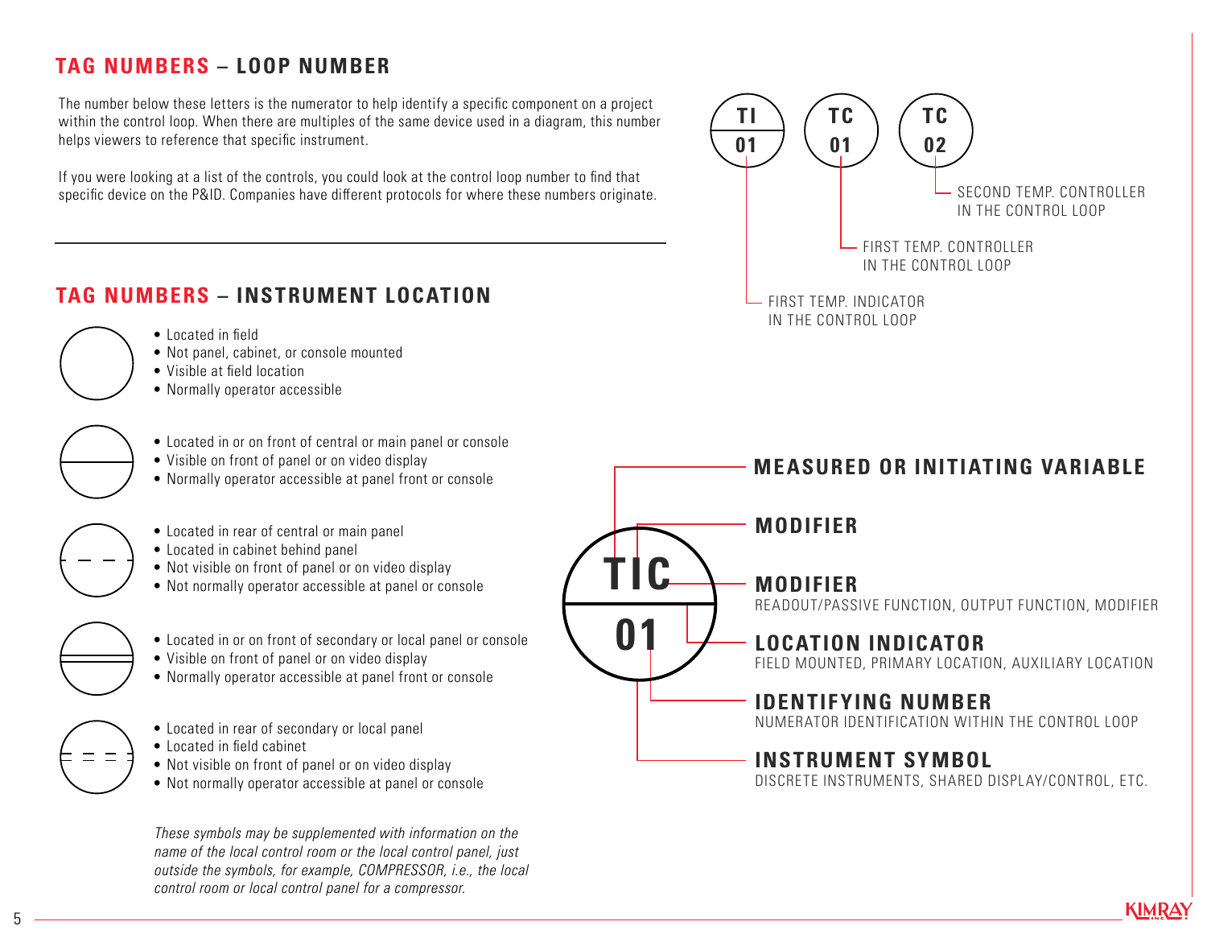## TAG NUMBERS – LOOP NUMBER

The number below these letters is the numerator to help identify a specific component on a project within the control loop. When there are multiples of the same device used in a diagram, this number helps viewers to reference that specific instrument.

If you were looking at a list of the controls, you could look at the control loop number to find that specific device on the P&ID. Companies have different protocols for where these numbers originate.

TI 01 — FIRST TEMP. INDICATOR IN THE CONTROL LOOP

TC 01 — FIRST TEMP. CONTROLLER IN THE CONTROL LOOP

TC 02 — SECOND TEMP. CONTROLLER IN THE CONTROL LOOP

## TAG NUMBERS – INSTRUMENT LOCATION

- Located in field
- Not panel, cabinet, or console mounted
- Visible at field location
- Normally operator accessible

- Located in or on front of central or main panel or console
- Visible on front of panel or on video display
- Normally operator accessible at panel front or console

- Located in rear of central or main panel
- Located in cabinet behind panel
- Not visible on front of panel or on video display
- Not normally operator accessible at panel or console

- Located in or on front of secondary or local panel or console
- Visible on front of panel or on video display
- Normally operator accessible at panel front or console

- Located in rear of secondary or local panel
- Located in field cabinet
- Not visible on front of panel or on video display
- Not normally operator accessible at panel or console

*These symbols may be supplemented with information on the name of the local control room or the local control panel, just outside the symbols, for example, COMPRESSOR, i.e., the local control room or local control panel for a compressor.*

TIC 01

**MEASURED OR INITIATING VARIABLE**

**MODIFIER**

**MODIFIER**
READOUT/PASSIVE FUNCTION, OUTPUT FUNCTION, MODIFIER

**LOCATION INDICATOR**
FIELD MOUNTED, PRIMARY LOCATION, AUXILIARY LOCATION

**IDENTIFYING NUMBER**
NUMERATOR IDENTIFICATION WITHIN THE CONTROL LOOP

**INSTRUMENT SYMBOL**
DISCRETE INSTRUMENTS, SHARED DISPLAY/CONTROL, ETC.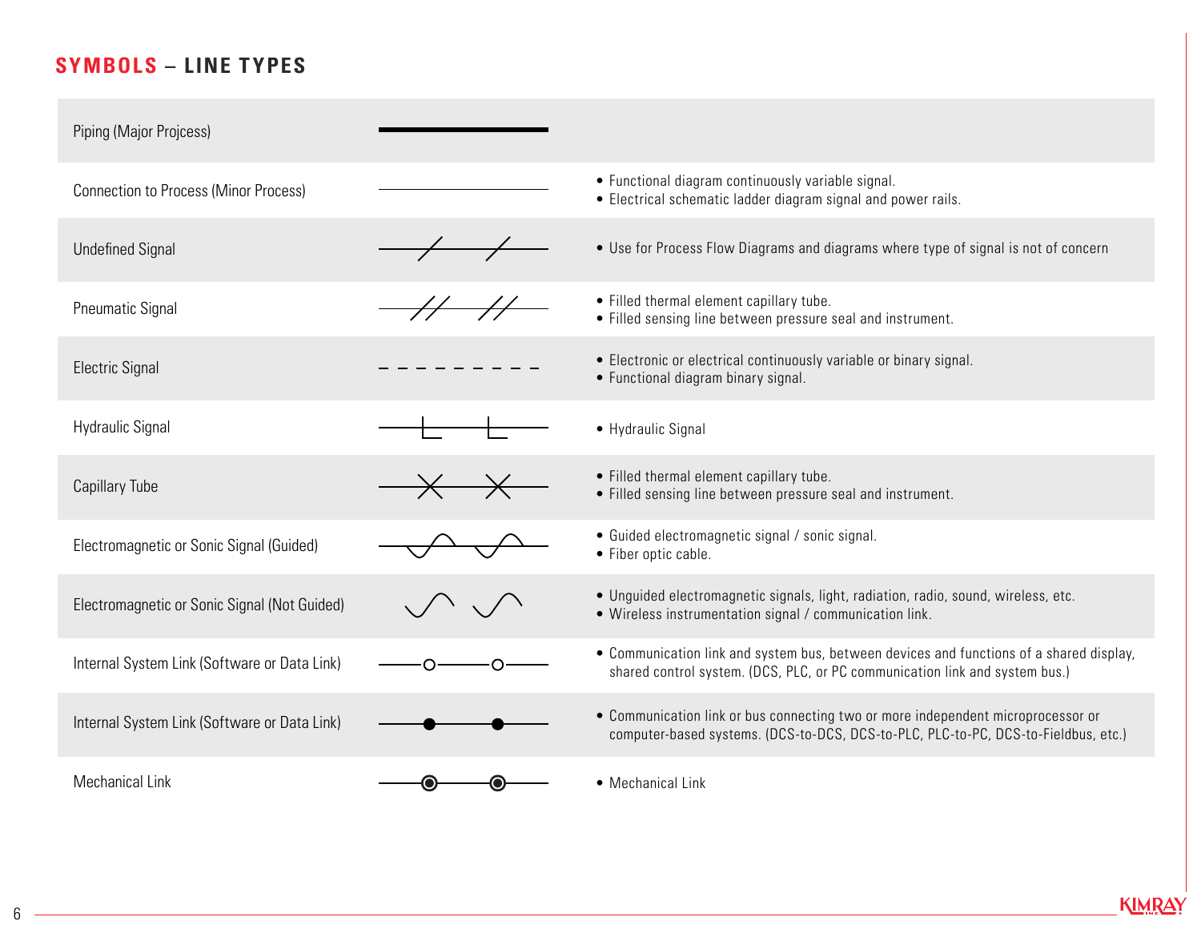## SYMBOLS – LINE TYPES

| Line Type | Symbol | Description |
|---|---|---|
| Piping (Major Projcess) | | |
| Connection to Process (Minor Process) | | • Functional diagram continuously variable signal.<br>• Electrical schematic ladder diagram signal and power rails. |
| Undefined Signal | | • Use for Process Flow Diagrams and diagrams where type of signal is not of concern |
| Pneumatic Signal | | • Filled thermal element capillary tube.<br>• Filled sensing line between pressure seal and instrument. |
| Electric Signal | | • Electronic or electrical continuously variable or binary signal.<br>• Functional diagram binary signal. |
| Hydraulic Signal | | • Hydraulic Signal |
| Capillary Tube | | • Filled thermal element capillary tube.<br>• Filled sensing line between pressure seal and instrument. |
| Electromagnetic or Sonic Signal (Guided) | | • Guided electromagnetic signal / sonic signal.<br>• Fiber optic cable. |
| Electromagnetic or Sonic Signal (Not Guided) | | • Unguided electromagnetic signals, light, radiation, radio, sound, wireless, etc.<br>• Wireless instrumentation signal / communication link. |
| Internal System Link (Software or Data Link) | | • Communication link and system bus, between devices and functions of a shared display, shared control system. (DCS, PLC, or PC communication link and system bus.) |
| Internal System Link (Software or Data Link) | | • Communication link or bus connecting two or more independent microprocessor or computer-based systems. (DCS-to-DCS, DCS-to-PLC, PLC-to-PC, DCS-to-Fieldbus, etc.) |
| Mechanical Link | | • Mechanical Link |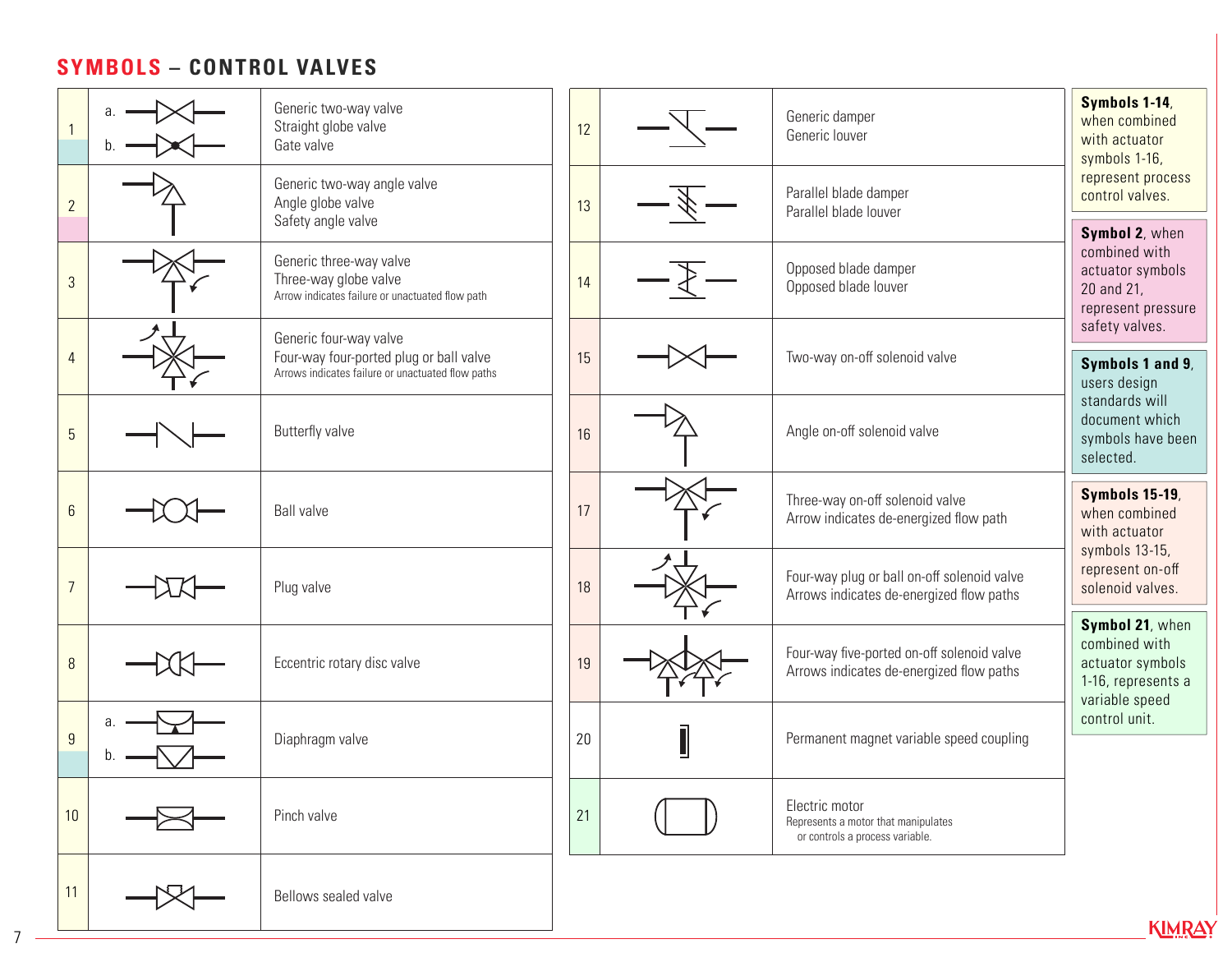## SYMBOLS – CONTROL VALVES

| No. | Symbol | Description |
|---|---|---|
| 1 | a. b. | Generic two-way valve<br>Straight globe valve<br>Gate valve |
| 2 | | Generic two-way angle valve<br>Angle globe valve<br>Safety angle valve |
| 3 | | Generic three-way valve<br>Three-way globe valve<br>Arrow indicates failure or unactuated flow path |
| 4 | | Generic four-way valve<br>Four-way four-ported plug or ball valve<br>Arrows indicates failure or unactuated flow paths |
| 5 | | Butterfly valve |
| 6 | | Ball valve |
| 7 | | Plug valve |
| 8 | | Eccentric rotary disc valve |
| 9 | a. b. | Diaphragm valve |
| 10 | | Pinch valve |
| 11 | | Bellows sealed valve |
| 12 | | Generic damper<br>Generic louver |
| 13 | | Parallel blade damper<br>Parallel blade louver |
| 14 | | Opposed blade damper<br>Opposed blade louver |
| 15 | | Two-way on-off solenoid valve |
| 16 | | Angle on-off solenoid valve |
| 17 | | Three-way on-off solenoid valve<br>Arrow indicates de-energized flow path |
| 18 | | Four-way plug or ball on-off solenoid valve<br>Arrows indicates de-energized flow paths |
| 19 | | Four-way five-ported on-off solenoid valve<br>Arrows indicates de-energized flow paths |
| 20 | | Permanent magnet variable speed coupling |
| 21 | | Electric motor<br>Represents a motor that manipulates or controls a process variable. |

**Symbols 1-14**, when combined with actuator symbols 1-16, represent process control valves.

**Symbol 2**, when combined with actuator symbols 20 and 21, represent pressure safety valves.

**Symbols 1 and 9**, users design standards will document which symbols have been selected.

**Symbols 15-19**, when combined with actuator symbols 13-15, represent on-off solenoid valves.

**Symbol 21**, when combined with actuator symbols 1-16, represents a variable speed control unit.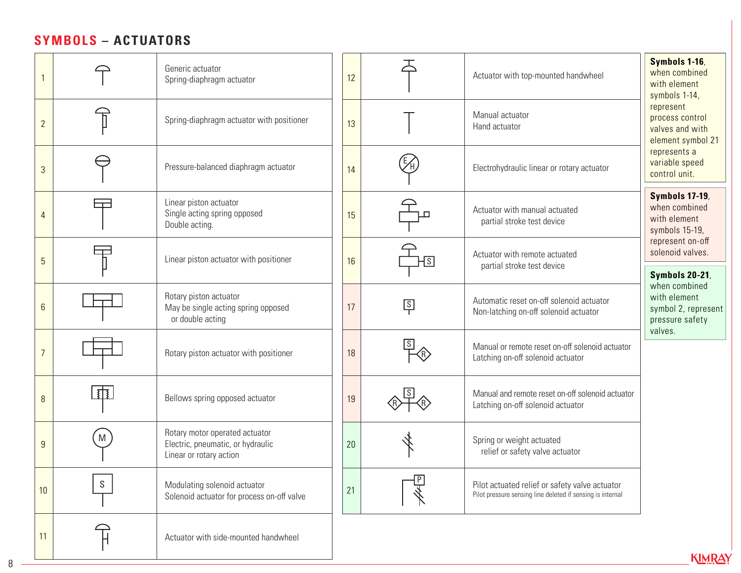## SYMBOLS – ACTUATORS

| No. | Symbol | Description |
|---|---|---|
| 1 | | Generic actuator<br>Spring-diaphragm actuator |
| 2 | | Spring-diaphragm actuator with positioner |
| 3 | | Pressure-balanced diaphragm actuator |
| 4 | | Linear piston actuator<br>Single acting spring opposed<br>Double acting. |
| 5 | | Linear piston actuator with positioner |
| 6 | | Rotary piston actuator<br>May be single acting spring opposed or double acting |
| 7 | | Rotary piston actuator with positioner |
| 8 | | Bellows spring opposed actuator |
| 9 | M | Rotary motor operated actuator<br>Electric, pneumatic, or hydraulic<br>Linear or rotary action |
| 10 | S | Modulating solenoid actuator<br>Solenoid actuator for process on-off valve |
| 11 | | Actuator with side-mounted handwheel |
| 12 | | Actuator with top-mounted handwheel |
| 13 | | Manual actuator<br>Hand actuator |
| 14 | E/H | Electrohydraulic linear or rotary actuator |
| 15 | | Actuator with manual actuated partial stroke test device |
| 16 | S | Actuator with remote actuated partial stroke test device |
| 17 | S | Automatic reset on-off solenoid actuator<br>Non-latching on-off solenoid actuator |
| 18 | S, R | Manual or remote reset on-off solenoid actuator<br>Latching on-off solenoid actuator |
| 19 | R, S, R | Manual and remote reset on-off solenoid actuator<br>Latching on-off solenoid actuator |
| 20 | | Spring or weight actuated relief or safety valve actuator |
| 21 | P | Pilot actuated relief or safety valve actuator<br>Pilot pressure sensing line deleted if sensing is internal |

**Symbols 1-16**, when combined with element symbols 1-14, represent process control valves and with element symbol 21 represents a variable speed control unit.

**Symbols 17-19**, when combined with element symbols 15-19, represent on-off solenoid valves.

**Symbols 20-21**, when combined with element symbol 2, represent pressure safety valves.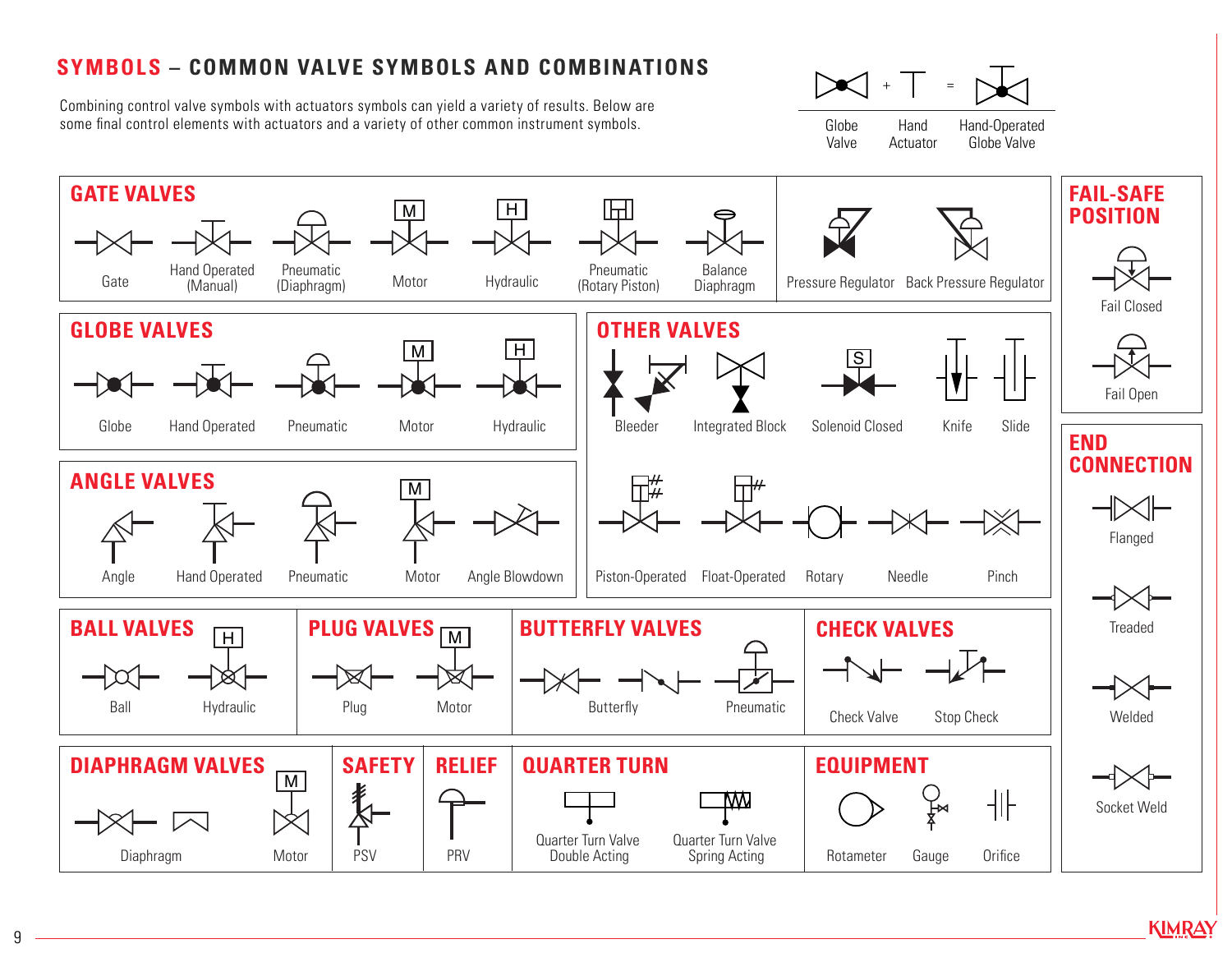# SYMBOLS – COMMON VALVE SYMBOLS AND COMBINATIONS

Combining control valve symbols with actuators symbols can yield a variety of results. Below are some final control elements with actuators and a variety of other common instrument symbols.

Globe Valve + Hand Actuator = Hand-Operated Globe Valve

## GATE VALVES

Gate | Hand Operated (Manual) | Pneumatic (Diaphragm) | Motor | Hydraulic | Pneumatic (Rotary Piston) | Balance Diaphragm

Pressure Regulator | Back Pressure Regulator

## GLOBE VALVES

Globe | Hand Operated | Pneumatic | Motor | Hydraulic

## ANGLE VALVES

Angle | Hand Operated | Pneumatic | Motor | Angle Blowdown

## OTHER VALVES

Bleeder | Integrated Block | Solenoid Closed | Knife | Slide

Piston-Operated | Float-Operated | Rotary | Needle | Pinch

## BALL VALVES

Ball | Hydraulic

## PLUG VALVES

Plug | Motor

## BUTTERFLY VALVES

Butterfly | Pneumatic

## CHECK VALVES

Check Valve | Stop Check

## DIAPHRAGM VALVES

Diaphragm | Motor

## SAFETY

PSV

## RELIEF

PRV

## QUARTER TURN

Quarter Turn Valve Double Acting | Quarter Turn Valve Spring Acting

## EQUIPMENT

Rotameter | Gauge | Orifice

## FAIL-SAFE POSITION

Fail Closed | Fail Open

## END CONNECTION

Flanged | Treaded | Welded | Socket Weld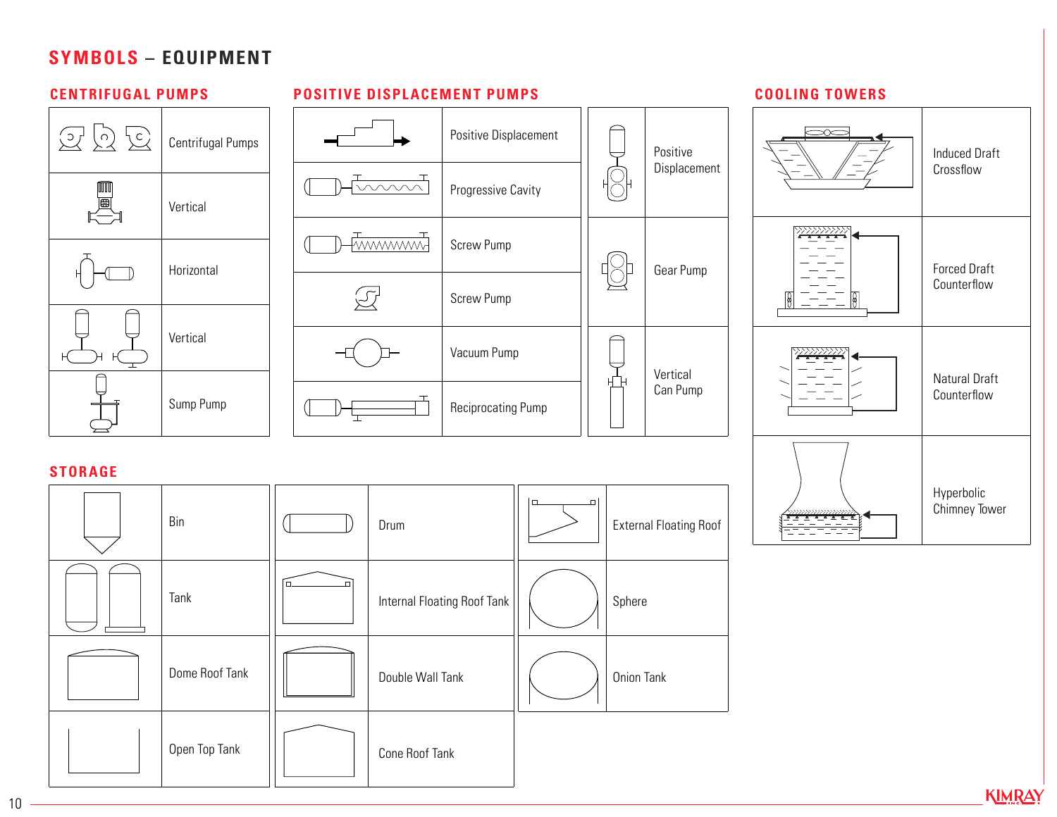# SYMBOLS – EQUIPMENT

## CENTRIFUGAL PUMPS

| Symbol | Name |
|---|---|
| | Centrifugal Pumps |
| | Vertical |
| | Horizontal |
| | Vertical |
| | Sump Pump |

## POSITIVE DISPLACEMENT PUMPS

| Symbol | Name |
|---|---|
| | Positive Displacement |
| | Progressive Cavity |
| | Screw Pump |
| | Screw Pump |
| | Vacuum Pump |
| | Reciprocating Pump |

| Symbol | Name |
|---|---|
| | Positive Displacement |
| | Gear Pump |
| | Vertical Can Pump |

## COOLING TOWERS

| Symbol | Name |
|---|---|
| | Induced Draft Crossflow |
| | Forced Draft Counterflow |
| | Natural Draft Counterflow |
| | Hyperbolic Chimney Tower |

## STORAGE

| Symbol | Name |
|---|---|
| | Bin |
| | Tank |
| | Dome Roof Tank |
| | Open Top Tank |

| Symbol | Name |
|---|---|
| | Drum |
| | Internal Floating Roof Tank |
| | Double Wall Tank |
| | Cone Roof Tank |

| Symbol | Name |
|---|---|
| | External Floating Roof |
| | Sphere |
| | Onion Tank |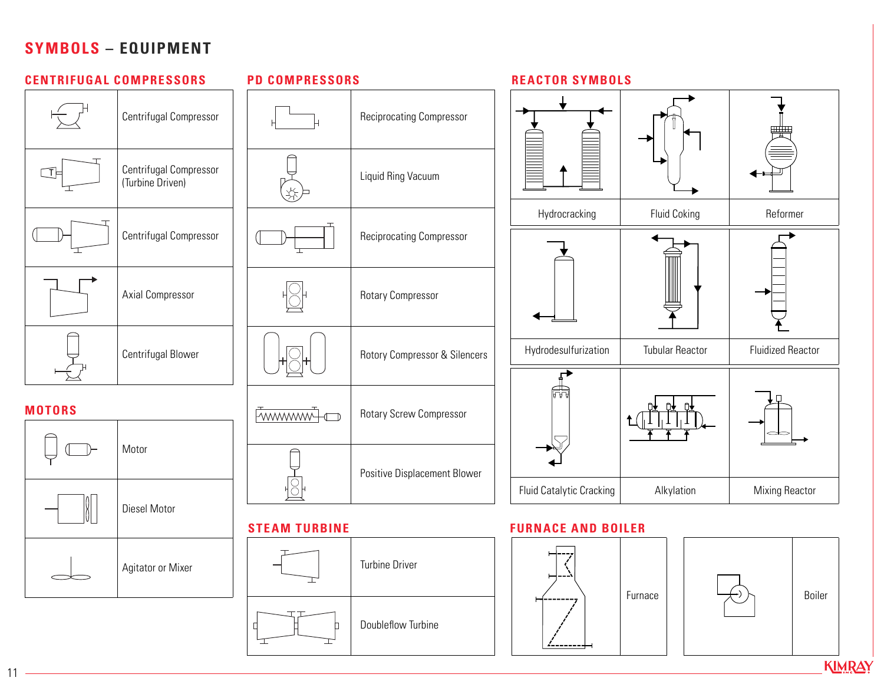# SYMBOLS – EQUIPMENT

## CENTRIFUGAL COMPRESSORS

| Symbol | Name |
|---|---|
| | Centrifugal Compressor |
| | Centrifugal Compressor (Turbine Driven) |
| | Centrifugal Compressor |
| | Axial Compressor |
| | Centrifugal Blower |

## MOTORS

| Symbol | Name |
|---|---|
| | Motor |
| | Diesel Motor |
| | Agitator or Mixer |

## PD COMPRESSORS

| Symbol | Name |
|---|---|
| | Reciprocating Compressor |
| | Liquid Ring Vacuum |
| | Reciprocating Compressor |
| | Rotary Compressor |
| | Rotory Compressor & Silencers |
| | Rotary Screw Compressor |
| | Positive Displacement Blower |

## STEAM TURBINE

| Symbol | Name |
|---|---|
| | Turbine Driver |
| | Doubleflow Turbine |

## REACTOR SYMBOLS

| | | |
|---|---|---|
| Hydrocracking | Fluid Coking | Reformer |
| Hydrodesulfurization | Tubular Reactor | Fluidized Reactor |
| Fluid Catalytic Cracking | Alkylation | Mixing Reactor |

## FURNACE AND BOILER

| Symbol | Name | Symbol | Name |
|---|---|---|---|
| | Furnace | | Boiler |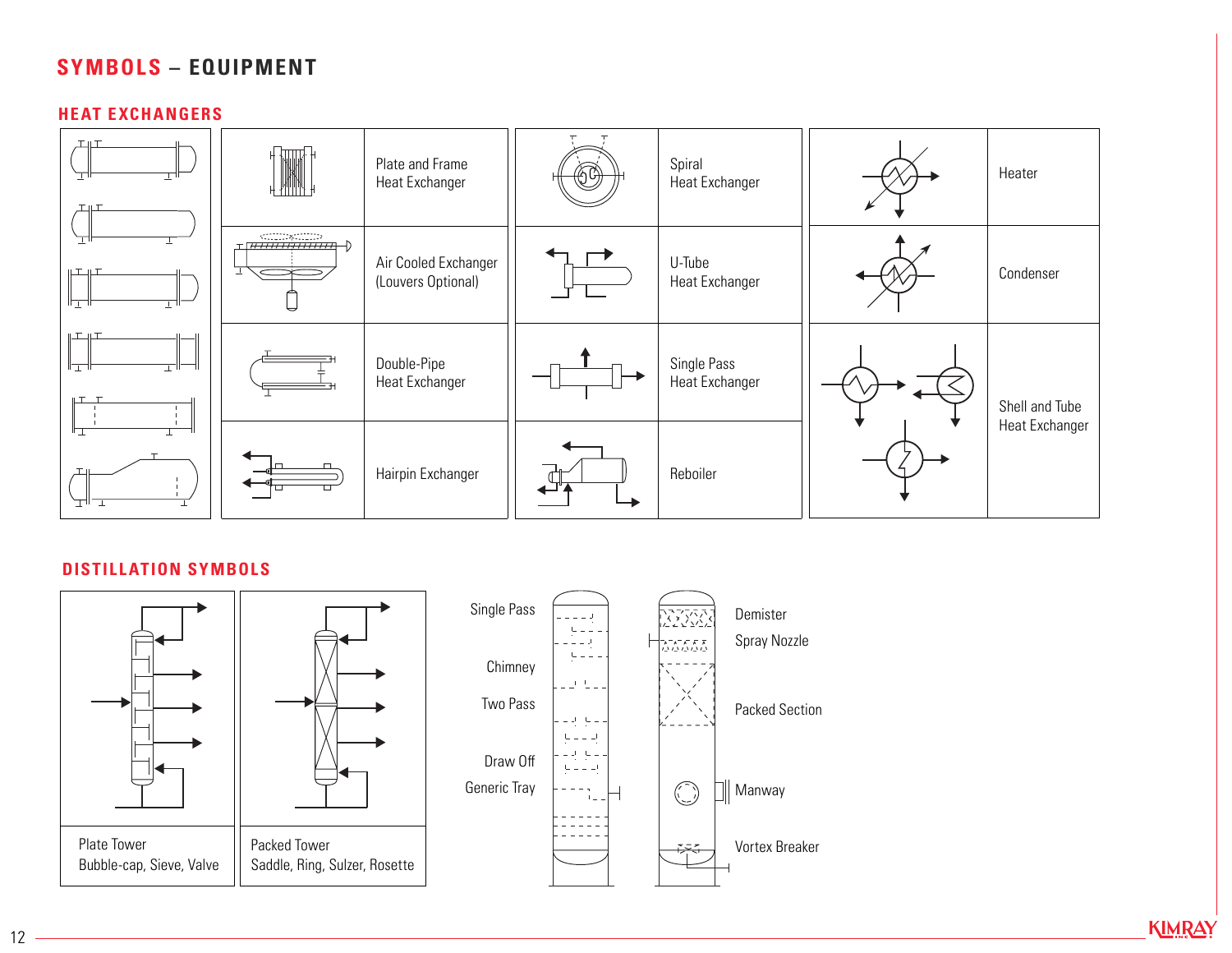# SYMBOLS – EQUIPMENT

## HEAT EXCHANGERS

Plate and Frame Heat Exchanger

Air Cooled Exchanger (Louvers Optional)

Double-Pipe Heat Exchanger

Hairpin Exchanger

Spiral Heat Exchanger

U-Tube Heat Exchanger

Single Pass Heat Exchanger

Reboiler

Heater

Condenser

Shell and Tube Heat Exchanger

## DISTILLATION SYMBOLS

Plate Tower
Bubble-cap, Sieve, Valve

Packed Tower
Saddle, Ring, Sulzer, Rosette

Single Pass

Chimney

Two Pass

Draw Off

Generic Tray

Demister

Spray Nozzle

Packed Section

Manway

Vortex Breaker